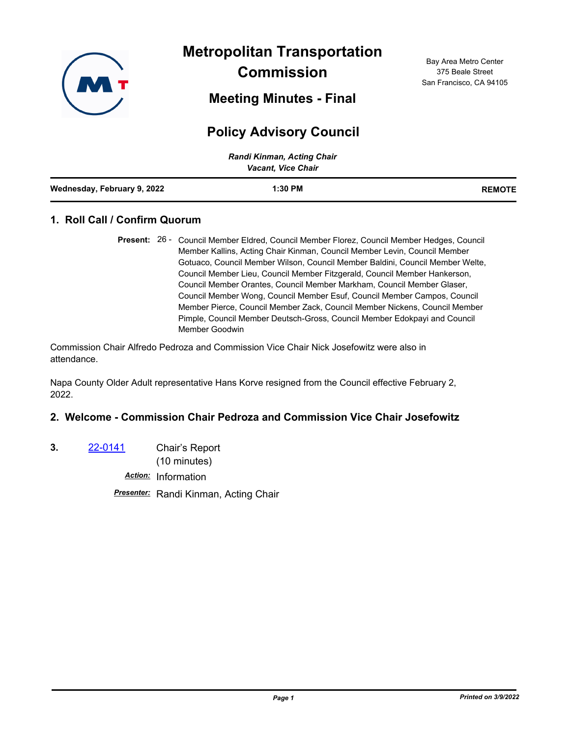# Metropolitan Transportation Commission

## Meeting Minutes - Final

Bay Area Metro Center
375 Beale Street
San Francisco, CA 94105

# Policy Advisory Council

*Randi Kinman, Acting Chair*
*Vacant, Vice Chair*

**Wednesday, February 9, 2022** **1:30 PM** **REMOTE**

## 1. Roll Call / Confirm Quorum

**Present:** 26 - Council Member Eldred, Council Member Florez, Council Member Hedges, Council Member Kallins, Acting Chair Kinman, Council Member Levin, Council Member Gotuaco, Council Member Wilson, Council Member Baldini, Council Member Welte, Council Member Lieu, Council Member Fitzgerald, Council Member Hankerson, Council Member Orantes, Council Member Markham, Council Member Glaser, Council Member Wong, Council Member Esuf, Council Member Campos, Council Member Pierce, Council Member Zack, Council Member Nickens, Council Member Pimple, Council Member Deutsch-Gross, Council Member Edokpayi and Council Member Goodwin

Commission Chair Alfredo Pedroza and Commission Vice Chair Nick Josefowitz were also in attendance.

Napa County Older Adult representative Hans Korve resigned from the Council effective February 2, 2022.

## 2. Welcome - Commission Chair Pedroza and Commission Vice Chair Josefowitz

**3.** 22-0141 Chair's Report
(10 minutes)

***Action:*** Information

***Presenter:*** Randi Kinman, Acting Chair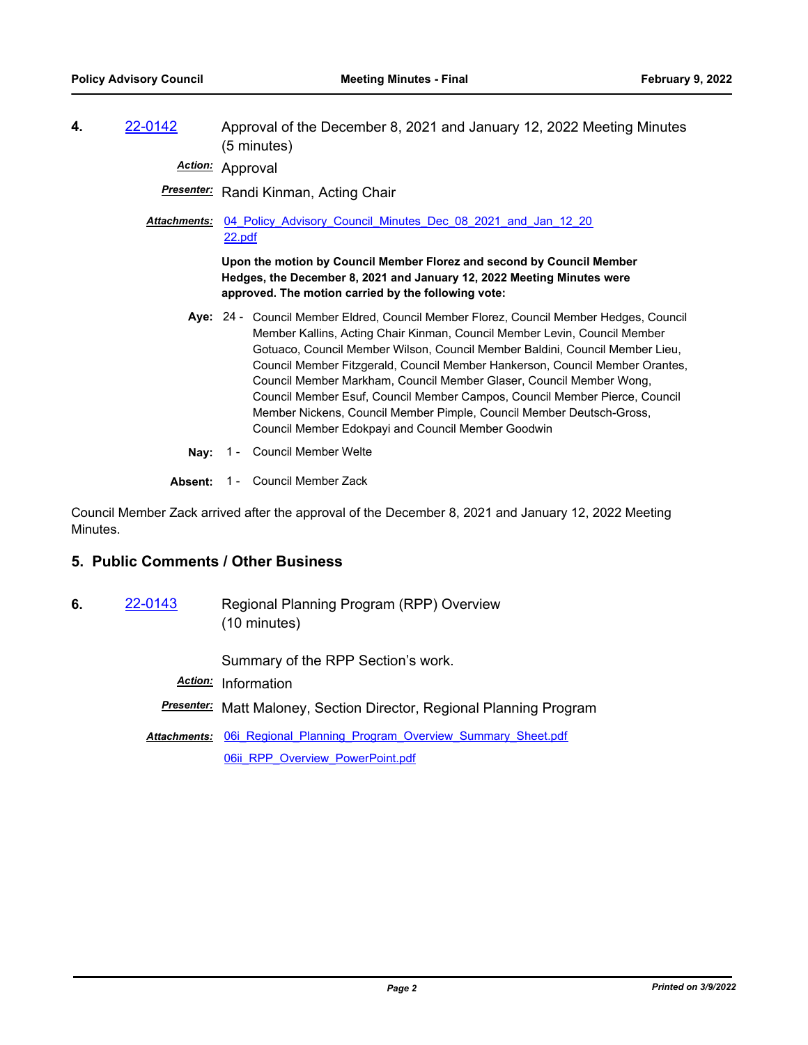**4.** 22-0142 Approval of the December 8, 2021 and January 12, 2022 Meeting Minutes (5 minutes)

***Action:*** Approval

***Presenter:*** Randi Kinman, Acting Chair

***Attachments:*** 04_Policy_Advisory_Council_Minutes_Dec_08_2021_and_Jan_12_2022.pdf

**Upon the motion by Council Member Florez and second by Council Member Hedges, the December 8, 2021 and January 12, 2022 Meeting Minutes were approved. The motion carried by the following vote:**

**Aye:** 24 - Council Member Eldred, Council Member Florez, Council Member Hedges, Council Member Kallins, Acting Chair Kinman, Council Member Levin, Council Member Gotuaco, Council Member Wilson, Council Member Baldini, Council Member Lieu, Council Member Fitzgerald, Council Member Hankerson, Council Member Orantes, Council Member Markham, Council Member Glaser, Council Member Wong, Council Member Esuf, Council Member Campos, Council Member Pierce, Council Member Nickens, Council Member Pimple, Council Member Deutsch-Gross, Council Member Edokpayi and Council Member Goodwin

**Nay:** 1 - Council Member Welte

**Absent:** 1 - Council Member Zack

Council Member Zack arrived after the approval of the December 8, 2021 and January 12, 2022 Meeting Minutes.

## 5. Public Comments / Other Business

**6.** 22-0143 Regional Planning Program (RPP) Overview (10 minutes)

Summary of the RPP Section's work.

***Action:*** Information

***Presenter:*** Matt Maloney, Section Director, Regional Planning Program

***Attachments:*** 06i_Regional_Planning_Program_Overview_Summary_Sheet.pdf
06ii_RPP_Overview_PowerPoint.pdf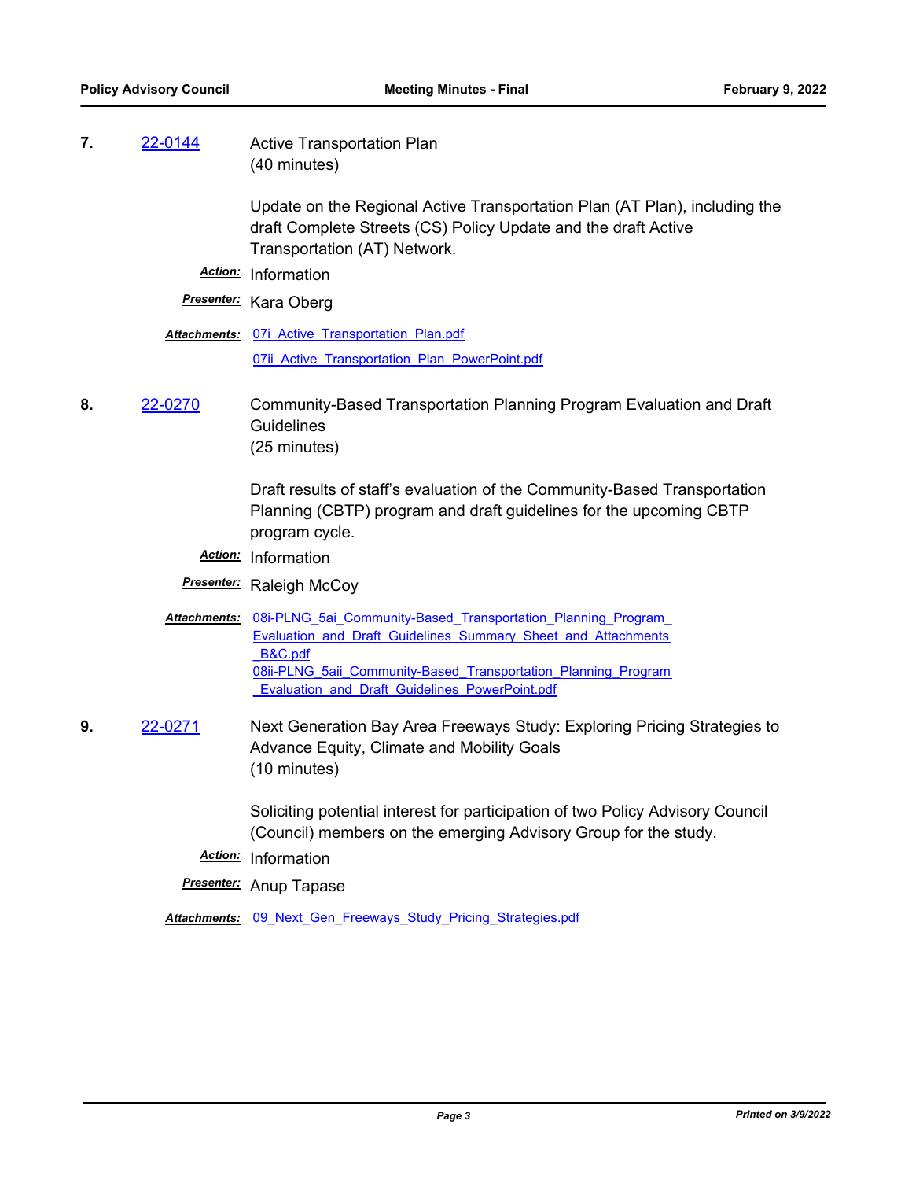**7.** 22-0144 Active Transportation Plan
(40 minutes)

Update on the Regional Active Transportation Plan (AT Plan), including the draft Complete Streets (CS) Policy Update and the draft Active Transportation (AT) Network.

***Action:*** Information

***Presenter:*** Kara Oberg

***Attachments:*** 07i_Active_Transportation_Plan.pdf
07ii_Active_Transportation_Plan_PowerPoint.pdf

**8.** 22-0270 Community-Based Transportation Planning Program Evaluation and Draft Guidelines
(25 minutes)

Draft results of staff's evaluation of the Community-Based Transportation Planning (CBTP) program and draft guidelines for the upcoming CBTP program cycle.

***Action:*** Information

***Presenter:*** Raleigh McCoy

***Attachments:*** 08i-PLNG_5ai_Community-Based_Transportation_Planning_Program_Evaluation_and_Draft_Guidelines_Summary_Sheet_and_Attachments_B&C.pdf
08ii-PLNG_5aii_Community-Based_Transportation_Planning_Program_Evaluation_and_Draft_Guidelines_PowerPoint.pdf

**9.** 22-0271 Next Generation Bay Area Freeways Study: Exploring Pricing Strategies to Advance Equity, Climate and Mobility Goals
(10 minutes)

Soliciting potential interest for participation of two Policy Advisory Council (Council) members on the emerging Advisory Group for the study.

***Action:*** Information

***Presenter:*** Anup Tapase

***Attachments:*** 09_Next_Gen_Freeways_Study_Pricing_Strategies.pdf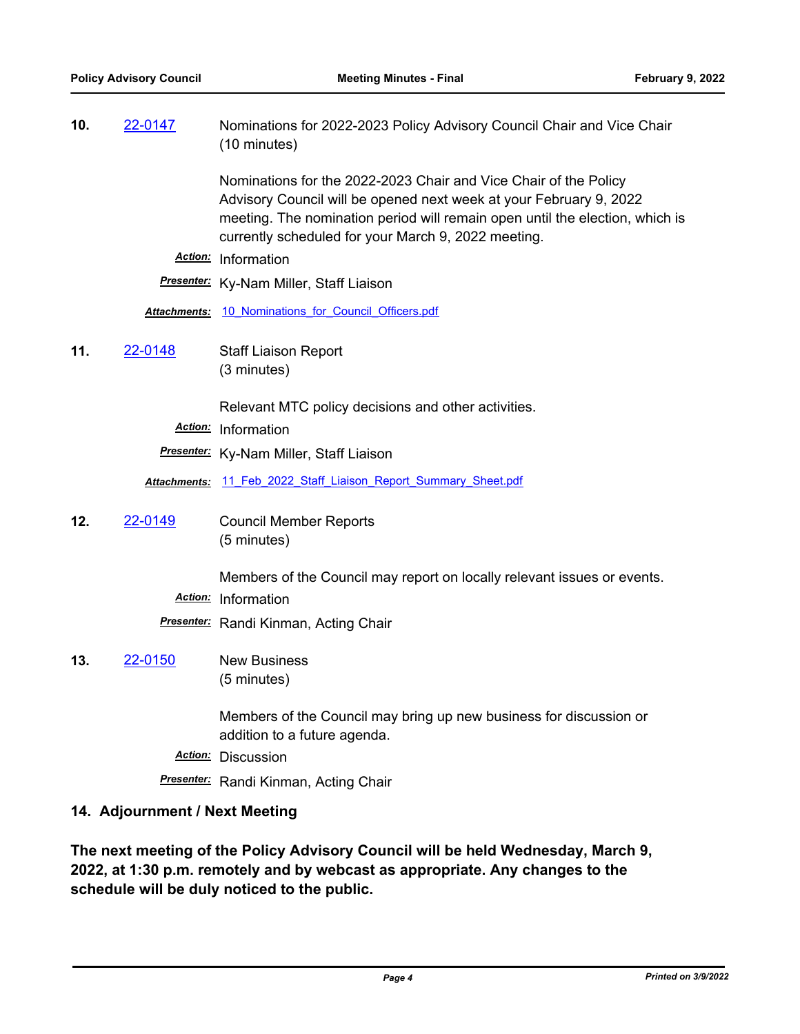**10.** 22-0147 Nominations for 2022-2023 Policy Advisory Council Chair and Vice Chair (10 minutes)

Nominations for the 2022-2023 Chair and Vice Chair of the Policy Advisory Council will be opened next week at your February 9, 2022 meeting. The nomination period will remain open until the election, which is currently scheduled for your March 9, 2022 meeting.

***Action:*** Information

***Presenter:*** Ky-Nam Miller, Staff Liaison

***Attachments:*** 10_Nominations_for_Council_Officers.pdf

**11.** 22-0148 Staff Liaison Report (3 minutes)

Relevant MTC policy decisions and other activities.

***Action:*** Information

***Presenter:*** Ky-Nam Miller, Staff Liaison

***Attachments:*** 11_Feb_2022_Staff_Liaison_Report_Summary_Sheet.pdf

**12.** 22-0149 Council Member Reports (5 minutes)

Members of the Council may report on locally relevant issues or events.

***Action:*** Information

***Presenter:*** Randi Kinman, Acting Chair

**13.** 22-0150 New Business (5 minutes)

Members of the Council may bring up new business for discussion or addition to a future agenda.

***Action:*** Discussion

***Presenter:*** Randi Kinman, Acting Chair

## 14. Adjournment / Next Meeting

**The next meeting of the Policy Advisory Council will be held Wednesday, March 9, 2022, at 1:30 p.m. remotely and by webcast as appropriate. Any changes to the schedule will be duly noticed to the public.**